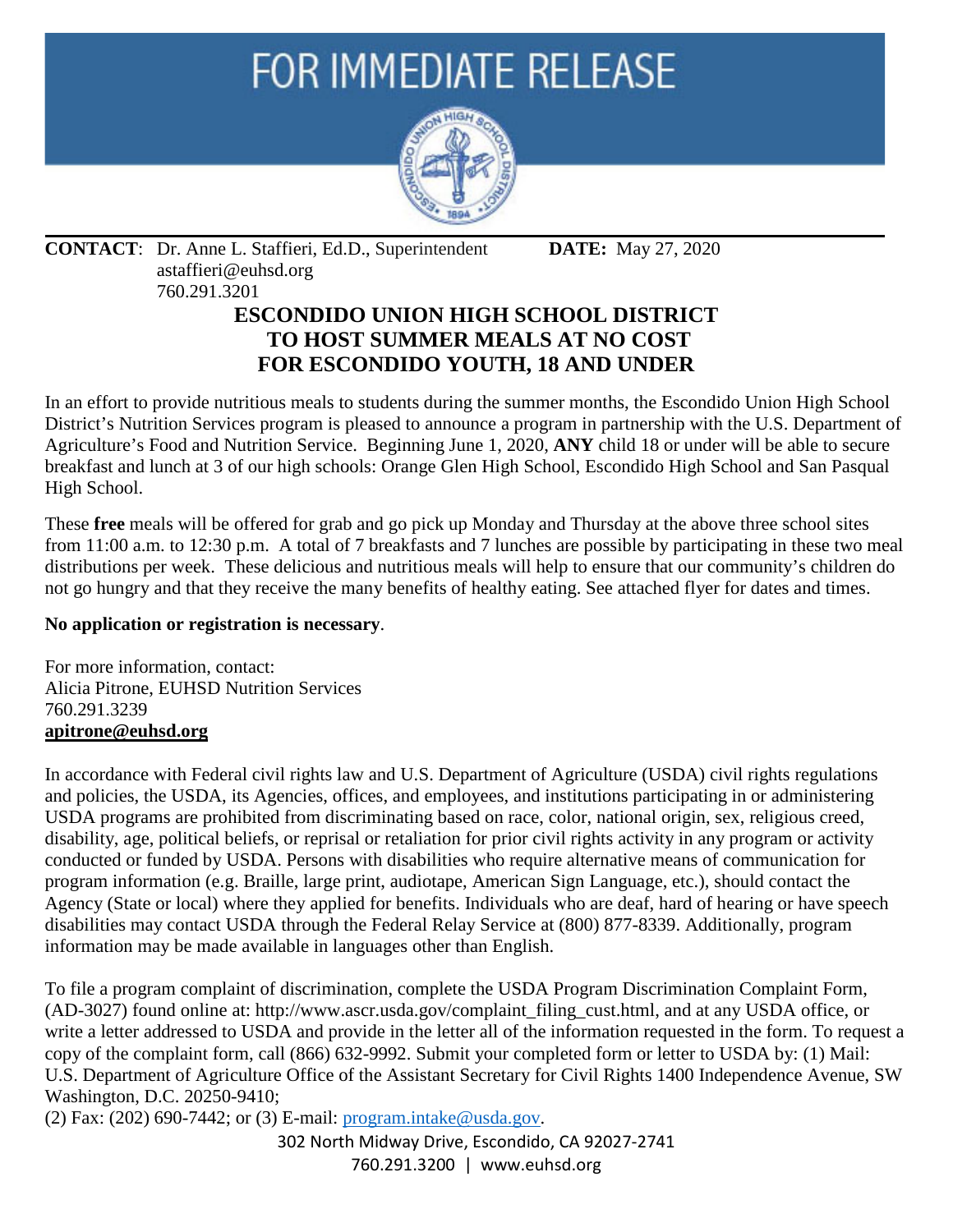# FOR IMMEDIATE RELEASE

**CONTACT**: Dr. Anne L. Staffieri, Ed.D., Superintendent
astaffieri@euhsd.org
760.291.3201

**DATE:** May 27, 2020

## ESCONDIDO UNION HIGH SCHOOL DISTRICT TO HOST SUMMER MEALS AT NO COST FOR ESCONDIDO YOUTH, 18 AND UNDER

In an effort to provide nutritious meals to students during the summer months, the Escondido Union High School District's Nutrition Services program is pleased to announce a program in partnership with the U.S. Department of Agriculture's Food and Nutrition Service. Beginning June 1, 2020, **ANY** child 18 or under will be able to secure breakfast and lunch at 3 of our high schools: Orange Glen High School, Escondido High School and San Pasqual High School.

These **free** meals will be offered for grab and go pick up Monday and Thursday at the above three school sites from 11:00 a.m. to 12:30 p.m. A total of 7 breakfasts and 7 lunches are possible by participating in these two meal distributions per week. These delicious and nutritious meals will help to ensure that our community's children do not go hungry and that they receive the many benefits of healthy eating. See attached flyer for dates and times.

**No application or registration is necessary**.

For more information, contact:
Alicia Pitrone, EUHSD Nutrition Services
760.291.3239
**apitrone@euhsd.org**

In accordance with Federal civil rights law and U.S. Department of Agriculture (USDA) civil rights regulations and policies, the USDA, its Agencies, offices, and employees, and institutions participating in or administering USDA programs are prohibited from discriminating based on race, color, national origin, sex, religious creed, disability, age, political beliefs, or reprisal or retaliation for prior civil rights activity in any program or activity conducted or funded by USDA. Persons with disabilities who require alternative means of communication for program information (e.g. Braille, large print, audiotape, American Sign Language, etc.), should contact the Agency (State or local) where they applied for benefits. Individuals who are deaf, hard of hearing or have speech disabilities may contact USDA through the Federal Relay Service at (800) 877-8339. Additionally, program information may be made available in languages other than English.

To file a program complaint of discrimination, complete the USDA Program Discrimination Complaint Form, (AD-3027) found online at: http://www.ascr.usda.gov/complaint_filing_cust.html, and at any USDA office, or write a letter addressed to USDA and provide in the letter all of the information requested in the form. To request a copy of the complaint form, call (866) 632-9992. Submit your completed form or letter to USDA by: (1) Mail: U.S. Department of Agriculture Office of the Assistant Secretary for Civil Rights 1400 Independence Avenue, SW Washington, D.C. 20250-9410;
(2) Fax: (202) 690-7442; or (3) E-mail: program.intake@usda.gov.

302 North Midway Drive, Escondido, CA 92027-2741
760.291.3200 | www.euhsd.org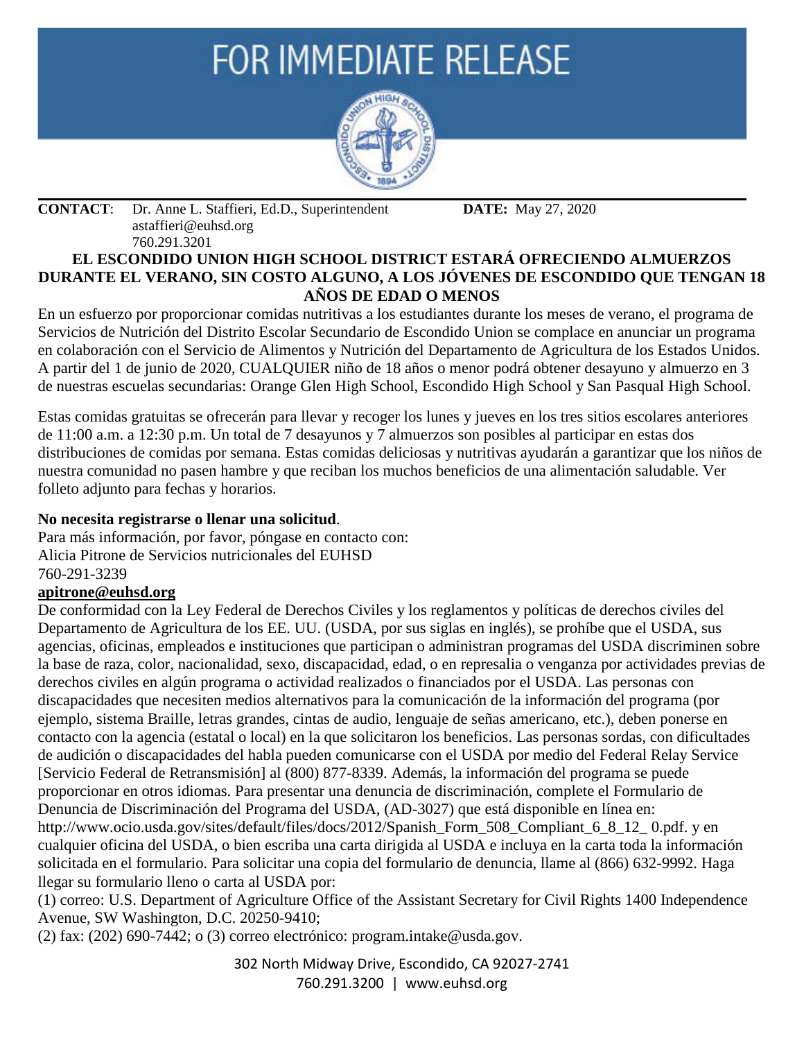# FOR IMMEDIATE RELEASE

**CONTACT**: Dr. Anne L. Staffieri, Ed.D., Superintendent
astaffieri@euhsd.org
760.291.3201

**DATE:** May 27, 2020

**EL ESCONDIDO UNION HIGH SCHOOL DISTRICT ESTARÁ OFRECIENDO ALMUERZOS DURANTE EL VERANO, SIN COSTO ALGUNO, A LOS JÓVENES DE ESCONDIDO QUE TENGAN 18 AÑOS DE EDAD O MENOS**

En un esfuerzo por proporcionar comidas nutritivas a los estudiantes durante los meses de verano, el programa de Servicios de Nutrición del Distrito Escolar Secundario de Escondido Union se complace en anunciar un programa en colaboración con el Servicio de Alimentos y Nutrición del Departamento de Agricultura de los Estados Unidos. A partir del 1 de junio de 2020, CUALQUIER niño de 18 años o menor podrá obtener desayuno y almuerzo en 3 de nuestras escuelas secundarias: Orange Glen High School, Escondido High School y San Pasqual High School.

Estas comidas gratuitas se ofrecerán para llevar y recoger los lunes y jueves en los tres sitios escolares anteriores de 11:00 a.m. a 12:30 p.m. Un total de 7 desayunos y 7 almuerzos son posibles al participar en estas dos distribuciones de comidas por semana. Estas comidas deliciosas y nutritivas ayudarán a garantizar que los niños de nuestra comunidad no pasen hambre y que reciban los muchos beneficios de una alimentación saludable. Ver folleto adjunto para fechas y horarios.

**No necesita registrarse o llenar una solicitud**.
Para más información, por favor, póngase en contacto con:
Alicia Pitrone de Servicios nutricionales del EUHSD
760-291-3239
**apitrone@euhsd.org**

De conformidad con la Ley Federal de Derechos Civiles y los reglamentos y políticas de derechos civiles del Departamento de Agricultura de los EE. UU. (USDA, por sus siglas en inglés), se prohíbe que el USDA, sus agencias, oficinas, empleados e instituciones que participan o administran programas del USDA discriminen sobre la base de raza, color, nacionalidad, sexo, discapacidad, edad, o en represalia o venganza por actividades previas de derechos civiles en algún programa o actividad realizados o financiados por el USDA. Las personas con discapacidades que necesiten medios alternativos para la comunicación de la información del programa (por ejemplo, sistema Braille, letras grandes, cintas de audio, lenguaje de señas americano, etc.), deben ponerse en contacto con la agencia (estatal o local) en la que solicitaron los beneficios. Las personas sordas, con dificultades de audición o discapacidades del habla pueden comunicarse con el USDA por medio del Federal Relay Service [Servicio Federal de Retransmisión] al (800) 877-8339. Además, la información del programa se puede proporcionar en otros idiomas. Para presentar una denuncia de discriminación, complete el Formulario de Denuncia de Discriminación del Programa del USDA, (AD-3027) que está disponible en línea en: http://www.ocio.usda.gov/sites/default/files/docs/2012/Spanish_Form_508_Compliant_6_8_12_ 0.pdf. y en cualquier oficina del USDA, o bien escriba una carta dirigida al USDA e incluya en la carta toda la información solicitada en el formulario. Para solicitar una copia del formulario de denuncia, llame al (866) 632-9992. Haga llegar su formulario lleno o carta al USDA por:
(1) correo: U.S. Department of Agriculture Office of the Assistant Secretary for Civil Rights 1400 Independence Avenue, SW Washington, D.C. 20250-9410;
(2) fax: (202) 690-7442; o (3) correo electrónico: program.intake@usda.gov.

302 North Midway Drive, Escondido, CA 92027-2741
760.291.3200 | www.euhsd.org